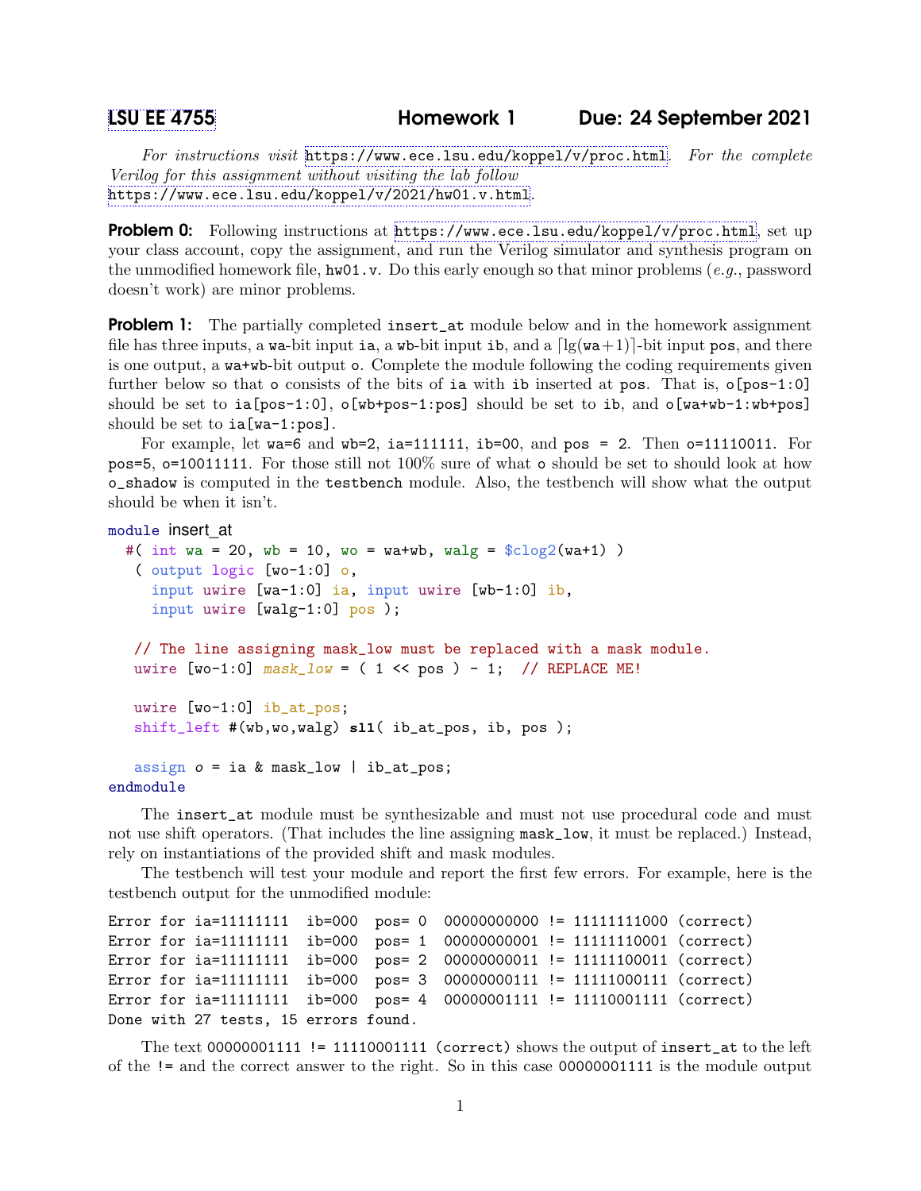**LSU EE 4755** **Homework 1** **Due: 24 September 2021**

*For instructions visit* https://www.ece.lsu.edu/koppel/v/proc.html. *For the complete Verilog for this assignment without visiting the lab follow* https://www.ece.lsu.edu/koppel/v/2021/hw01.v.html.

**Problem 0:** Following instructions at https://www.ece.lsu.edu/koppel/v/proc.html, set up your class account, copy the assignment, and run the Verilog simulator and synthesis program on the unmodified homework file, `hw01.v`. Do this early enough so that minor problems (*e.g.*, password doesn't work) are minor problems.

**Problem 1:** The partially completed `insert_at` module below and in the homework assignment file has three inputs, a `wa`-bit input `ia`, a `wb`-bit input `ib`, and a $\lceil \lg(\texttt{wa}+1) \rceil$-bit input `pos`, and there is one output, a `wa+wb`-bit output `o`. Complete the module following the coding requirements given further below so that `o` consists of the bits of `ia` with `ib` inserted at `pos`. That is, `o[pos-1:0]` should be set to `ia[pos-1:0]`, `o[wb+pos-1:pos]` should be set to `ib`, and `o[wa+wb-1:wb+pos]` should be set to `ia[wa-1:pos]`.

For example, let `wa=6` and `wb=2`, `ia=111111`, `ib=00`, and `pos = 2`. Then `o=11110011`. For `pos=5`, `o=10011111`. For those still not 100% sure of what `o` should be set to should look at how `o_shadow` is computed in the `testbench` module. Also, the testbench will show what the output should be when it isn't.

```
module insert_at
  #( int wa = 20, wb = 10, wo = wa+wb, walg = $clog2(wa+1) )
   ( output logic [wo-1:0] o,
     input uwire [wa-1:0] ia, input uwire [wb-1:0] ib,
     input uwire [walg-1:0] pos );

   // The line assigning mask_low must be replaced with a mask module.
   uwire [wo-1:0] mask_low = ( 1 << pos ) - 1;  // REPLACE ME!

   uwire [wo-1:0] ib_at_pos;
   shift_left #(wb,wo,walg) sl1( ib_at_pos, ib, pos );

   assign o = ia & mask_low | ib_at_pos;
endmodule
```

The `insert_at` module must be synthesizable and must not use procedural code and must not use shift operators. (That includes the line assigning `mask_low`, it must be replaced.) Instead, rely on instantiations of the provided shift and mask modules.

The testbench will test your module and report the first few errors. For example, here is the testbench output for the unmodified module:

```
Error for ia=11111111  ib=000  pos= 0  00000000000 != 11111111000 (correct)
Error for ia=11111111  ib=000  pos= 1  00000000001 != 11111110001 (correct)
Error for ia=11111111  ib=000  pos= 2  00000000011 != 11111100011 (correct)
Error for ia=11111111  ib=000  pos= 3  00000000111 != 11111000111 (correct)
Error for ia=11111111  ib=000  pos= 4  00000001111 != 11110001111 (correct)
Done with 27 tests, 15 errors found.
```

The text `00000001111 != 11110001111 (correct)` shows the output of `insert_at` to the left of the `!=` and the correct answer to the right. So in this case `00000001111` is the module output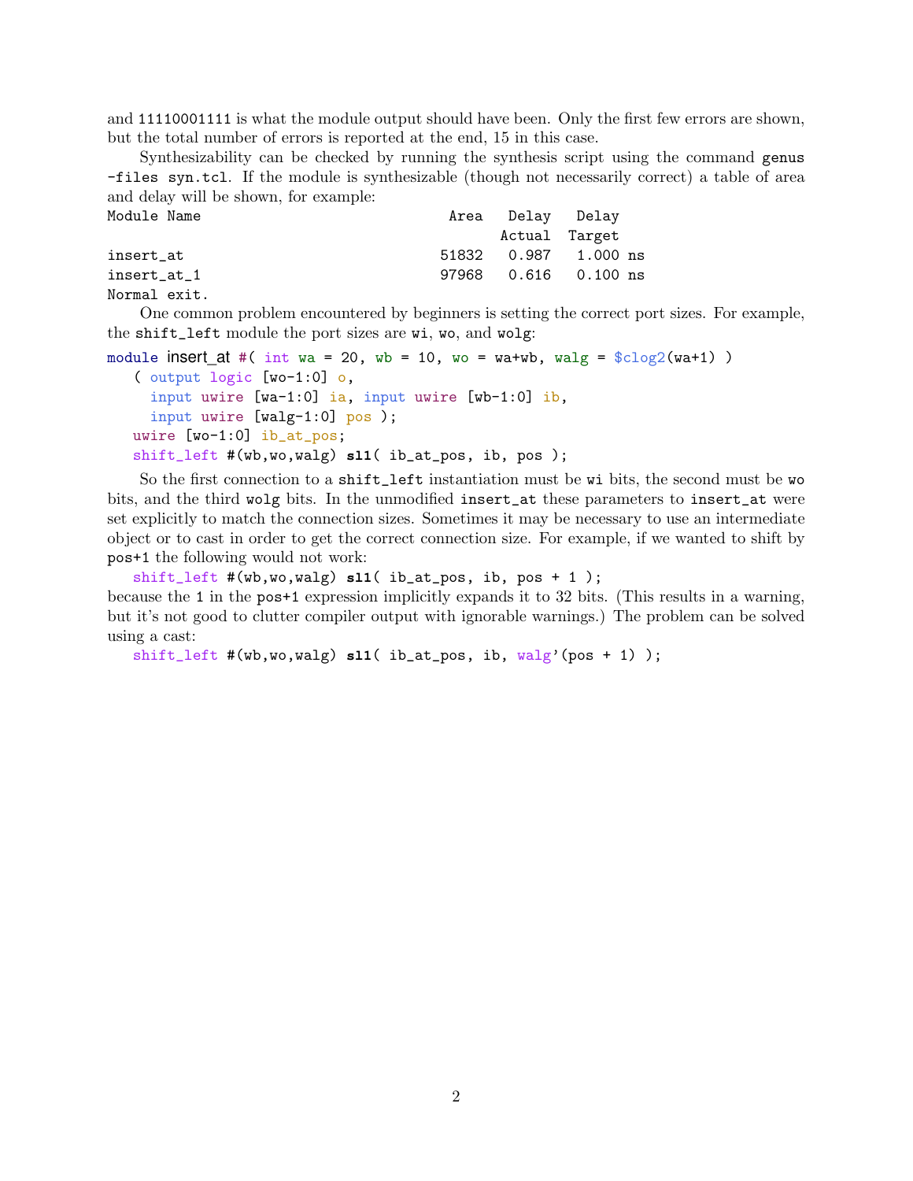and 11110001111 is what the module output should have been. Only the first few errors are shown, but the total number of errors is reported at the end, 15 in this case.

Synthesizability can be checked by running the synthesis script using the command `genus -files syn.tcl`. If the module is synthesizable (though not necessarily correct) a table of area and delay will be shown, for example:

```
Module Name                          Area   Delay   Delay
                                            Actual  Target
insert_at                           51832   0.987   1.000 ns
insert_at_1                         97968   0.616   0.100 ns
Normal exit.
```

One common problem encountered by beginners is setting the correct port sizes. For example, the `shift_left` module the port sizes are `wi`, `wo`, and `wolg`:

```
module insert_at #( int wa = 20, wb = 10, wo = wa+wb, walg = $clog2(wa+1) )
   ( output logic [wo-1:0] o,
     input uwire [wa-1:0] ia, input uwire [wb-1:0] ib,
     input uwire [walg-1:0] pos );
   uwire [wo-1:0] ib_at_pos;
   shift_left #(wb,wo,walg) sl1( ib_at_pos, ib, pos );
```

So the first connection to a `shift_left` instantiation must be `wi` bits, the second must be `wo` bits, and the third `wolg` bits. In the unmodified `insert_at` these parameters to `insert_at` were set explicitly to match the connection sizes. Sometimes it may be necessary to use an intermediate object or to cast in order to get the correct connection size. For example, if we wanted to shift by `pos+1` the following would not work:

```
   shift_left #(wb,wo,walg) sl1( ib_at_pos, ib, pos + 1 );
```

because the `1` in the `pos+1` expression implicitly expands it to 32 bits. (This results in a warning, but it's not good to clutter compiler output with ignorable warnings.) The problem can be solved using a cast:

```
   shift_left #(wb,wo,walg) sl1( ib_at_pos, ib, walg'(pos + 1) );
```